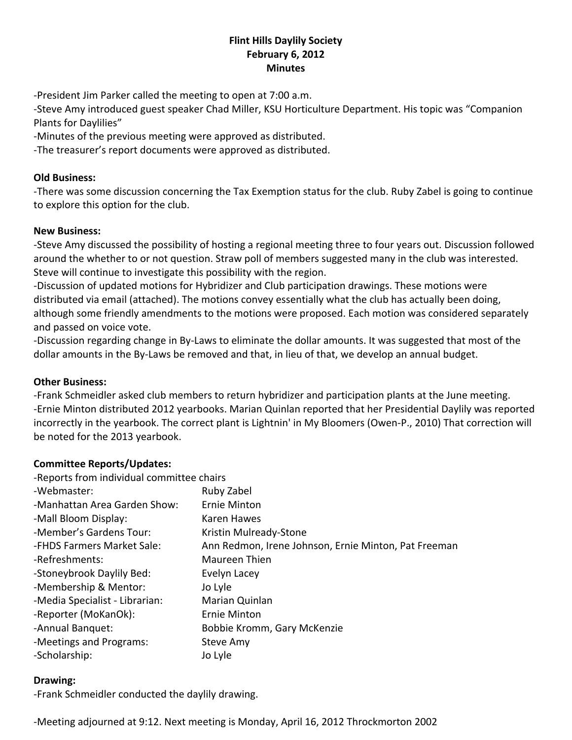**Flint Hills Daylily Society**
**February 6, 2012**
**Minutes**

-President Jim Parker called the meeting to open at 7:00 a.m.
-Steve Amy introduced guest speaker Chad Miller, KSU Horticulture Department. His topic was "Companion Plants for Daylilies"
-Minutes of the previous meeting were approved as distributed.
-The treasurer's report documents were approved as distributed.

**Old Business:**
-There was some discussion concerning the Tax Exemption status for the club. Ruby Zabel is going to continue to explore this option for the club.

**New Business:**
-Steve Amy discussed the possibility of hosting a regional meeting three to four years out. Discussion followed around the whether to or not question. Straw poll of members suggested many in the club was interested. Steve will continue to investigate this possibility with the region.
-Discussion of updated motions for Hybridizer and Club participation drawings. These motions were distributed via email (attached). The motions convey essentially what the club has actually been doing, although some friendly amendments to the motions were proposed. Each motion was considered separately and passed on voice vote.
-Discussion regarding change in By-Laws to eliminate the dollar amounts. It was suggested that most of the dollar amounts in the By-Laws be removed and that, in lieu of that, we develop an annual budget.

**Other Business:**
-Frank Schmeidler asked club members to return hybridizer and participation plants at the June meeting.
-Ernie Minton distributed 2012 yearbooks. Marian Quinlan reported that her Presidential Daylily was reported incorrectly in the yearbook. The correct plant is Lightnin' in My Bloomers (Owen-P., 2010) That correction will be noted for the 2013 yearbook.

**Committee Reports/Updates:**
-Reports from individual committee chairs

| | |
|---|---|
| -Webmaster: | Ruby Zabel |
| -Manhattan Area Garden Show: | Ernie Minton |
| -Mall Bloom Display: | Karen Hawes |
| -Member's Gardens Tour: | Kristin Mulready-Stone |
| -FHDS Farmers Market Sale: | Ann Redmon, Irene Johnson, Ernie Minton, Pat Freeman |
| -Refreshments: | Maureen Thien |
| -Stoneybrook Daylily Bed: | Evelyn Lacey |
| -Membership & Mentor: | Jo Lyle |
| -Media Specialist - Librarian: | Marian Quinlan |
| -Reporter (MoKanOk): | Ernie Minton |
| -Annual Banquet: | Bobbie Kromm, Gary McKenzie |
| -Meetings and Programs: | Steve Amy |
| -Scholarship: | Jo Lyle |

**Drawing:**
-Frank Schmeidler conducted the daylily drawing.

-Meeting adjourned at 9:12. Next meeting is Monday, April 16, 2012 Throckmorton 2002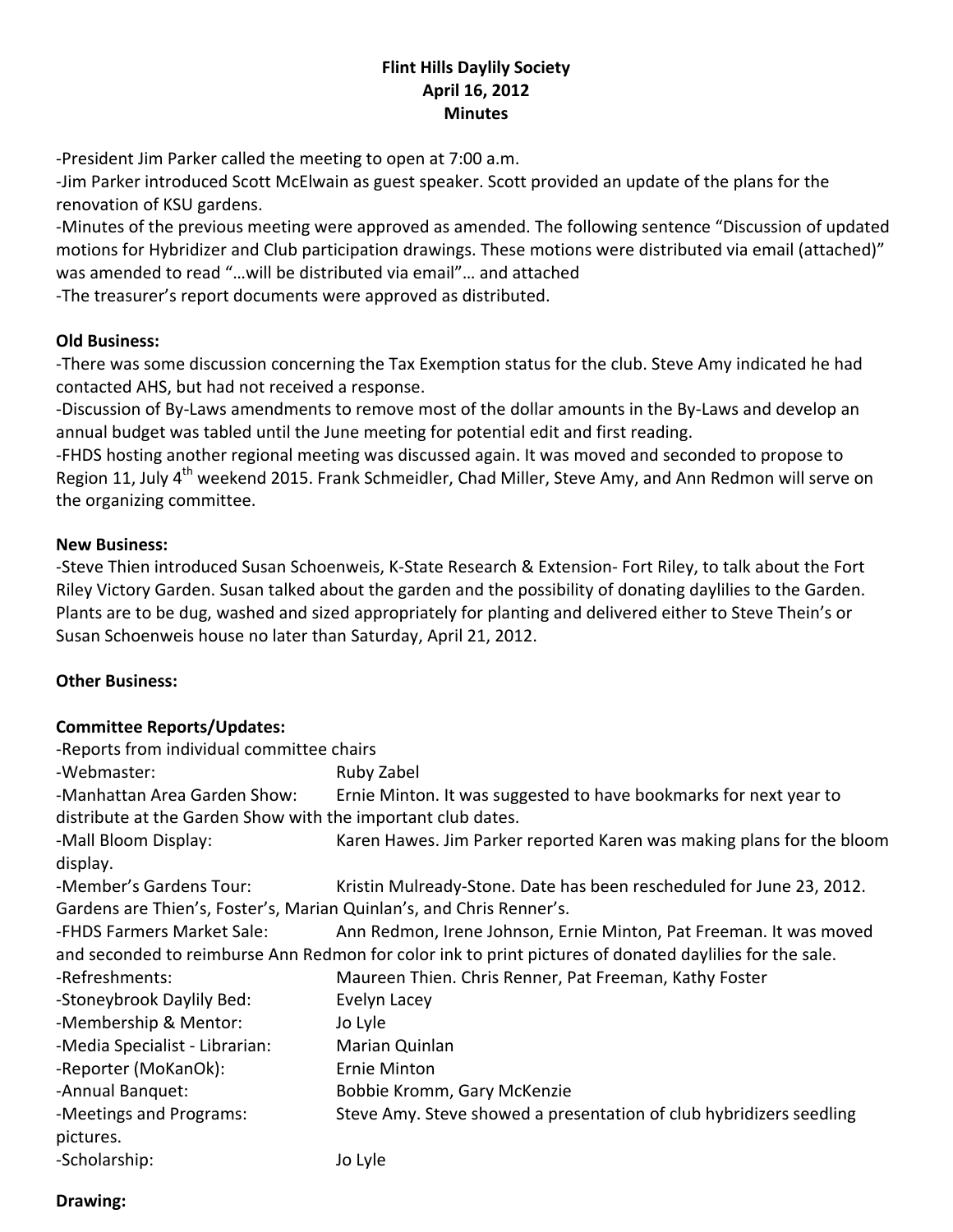**Flint Hills Daylily Society**
**April 16, 2012**
**Minutes**

-President Jim Parker called the meeting to open at 7:00 a.m.
-Jim Parker introduced Scott McElwain as guest speaker. Scott provided an update of the plans for the renovation of KSU gardens.
-Minutes of the previous meeting were approved as amended. The following sentence "Discussion of updated motions for Hybridizer and Club participation drawings. These motions were distributed via email (attached)" was amended to read "…will be distributed via email"… and attached
-The treasurer's report documents were approved as distributed.

**Old Business:**

-There was some discussion concerning the Tax Exemption status for the club. Steve Amy indicated he had contacted AHS, but had not received a response.
-Discussion of By-Laws amendments to remove most of the dollar amounts in the By-Laws and develop an annual budget was tabled until the June meeting for potential edit and first reading.
-FHDS hosting another regional meeting was discussed again. It was moved and seconded to propose to Region 11, July 4th weekend 2015. Frank Schmeidler, Chad Miller, Steve Amy, and Ann Redmon will serve on the organizing committee.

**New Business:**

-Steve Thien introduced Susan Schoenweis, K-State Research & Extension- Fort Riley, to talk about the Fort Riley Victory Garden. Susan talked about the garden and the possibility of donating daylilies to the Garden. Plants are to be dug, washed and sized appropriately for planting and delivered either to Steve Thein's or Susan Schoenweis house no later than Saturday, April 21, 2012.

**Other Business:**

**Committee Reports/Updates:**

-Reports from individual committee chairs
-Webmaster: Ruby Zabel
-Manhattan Area Garden Show: Ernie Minton. It was suggested to have bookmarks for next year to distribute at the Garden Show with the important club dates.
-Mall Bloom Display: Karen Hawes. Jim Parker reported Karen was making plans for the bloom display.
-Member's Gardens Tour: Kristin Mulready-Stone. Date has been rescheduled for June 23, 2012. Gardens are Thien's, Foster's, Marian Quinlan's, and Chris Renner's.
-FHDS Farmers Market Sale: Ann Redmon, Irene Johnson, Ernie Minton, Pat Freeman. It was moved and seconded to reimburse Ann Redmon for color ink to print pictures of donated daylilies for the sale.
-Refreshments: Maureen Thien. Chris Renner, Pat Freeman, Kathy Foster
-Stoneybrook Daylily Bed: Evelyn Lacey
-Membership & Mentor: Jo Lyle
-Media Specialist - Librarian: Marian Quinlan
-Reporter (MoKanOk): Ernie Minton
-Annual Banquet: Bobbie Kromm, Gary McKenzie
-Meetings and Programs: Steve Amy. Steve showed a presentation of club hybridizers seedling pictures.
-Scholarship: Jo Lyle

**Drawing:**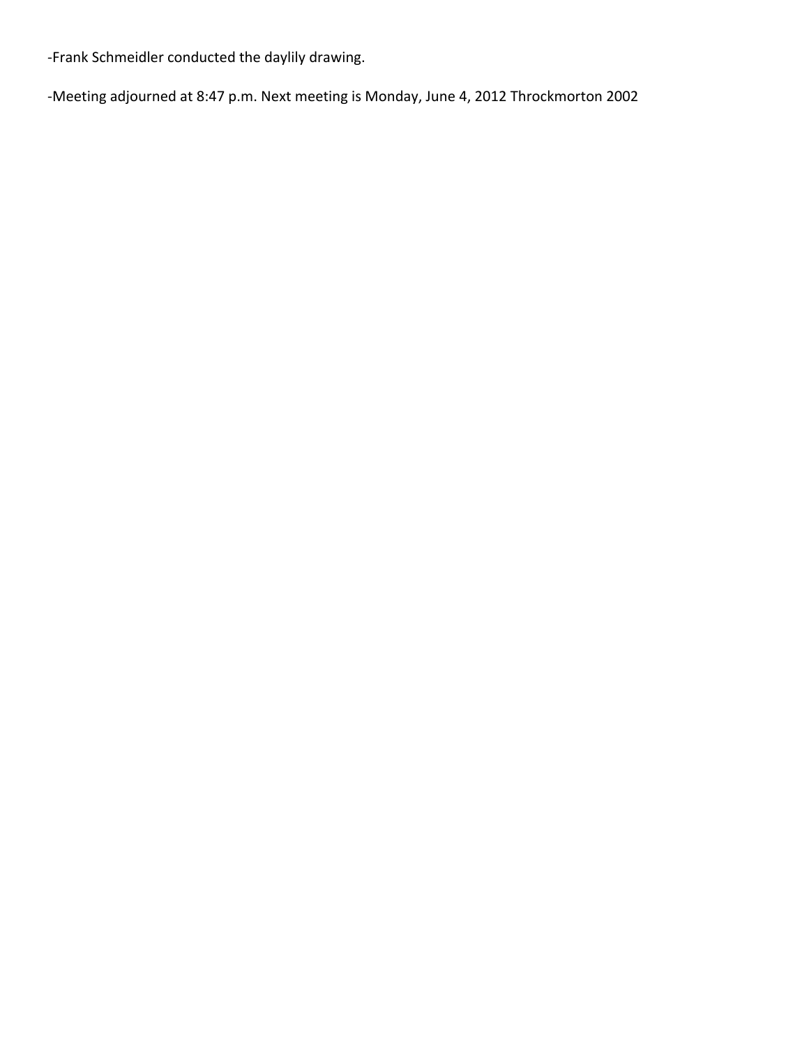-Frank Schmeidler conducted the daylily drawing.

-Meeting adjourned at 8:47 p.m. Next meeting is Monday, June 4, 2012 Throckmorton 2002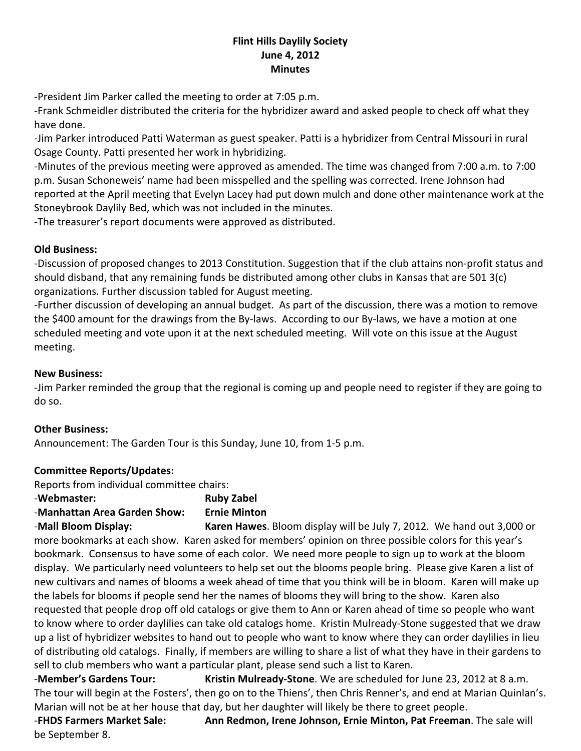**Flint Hills Daylily Society**
**June 4, 2012**
**Minutes**

-President Jim Parker called the meeting to order at 7:05 p.m.
-Frank Schmeidler distributed the criteria for the hybridizer award and asked people to check off what they have done.
-Jim Parker introduced Patti Waterman as guest speaker. Patti is a hybridizer from Central Missouri in rural Osage County. Patti presented her work in hybridizing.
-Minutes of the previous meeting were approved as amended. The time was changed from 7:00 a.m. to 7:00 p.m. Susan Schoneweis' name had been misspelled and the spelling was corrected. Irene Johnson had reported at the April meeting that Evelyn Lacey had put down mulch and done other maintenance work at the Stoneybrook Daylily Bed, which was not included in the minutes.
-The treasurer's report documents were approved as distributed.

**Old Business:**
-Discussion of proposed changes to 2013 Constitution. Suggestion that if the club attains non-profit status and should disband, that any remaining funds be distributed among other clubs in Kansas that are 501 3(c) organizations. Further discussion tabled for August meeting.
-Further discussion of developing an annual budget. As part of the discussion, there was a motion to remove the $400 amount for the drawings from the By-laws. According to our By-laws, we have a motion at one scheduled meeting and vote upon it at the next scheduled meeting. Will vote on this issue at the August meeting.

**New Business:**
-Jim Parker reminded the group that the regional is coming up and people need to register if they are going to do so.

**Other Business:**
Announcement: The Garden Tour is this Sunday, June 10, from 1-5 p.m.

**Committee Reports/Updates:**
Reports from individual committee chairs:
-**Webmaster:** **Ruby Zabel**
-**Manhattan Area Garden Show:** **Ernie Minton**
-**Mall Bloom Display:** **Karen Hawes**. Bloom display will be July 7, 2012. We hand out 3,000 or more bookmarks at each show. Karen asked for members' opinion on three possible colors for this year's bookmark. Consensus to have some of each color. We need more people to sign up to work at the bloom display. We particularly need volunteers to help set out the blooms people bring. Please give Karen a list of new cultivars and names of blooms a week ahead of time that you think will be in bloom. Karen will make up the labels for blooms if people send her the names of blooms they will bring to the show. Karen also requested that people drop off old catalogs or give them to Ann or Karen ahead of time so people who want to know where to order daylilies can take old catalogs home. Kristin Mulready-Stone suggested that we draw up a list of hybridizer websites to hand out to people who want to know where they can order daylilies in lieu of distributing old catalogs. Finally, if members are willing to share a list of what they have in their gardens to sell to club members who want a particular plant, please send such a list to Karen.
-**Member's Gardens Tour:** **Kristin Mulready-Stone**. We are scheduled for June 23, 2012 at 8 a.m. The tour will begin at the Fosters', then go on to the Thiens', then Chris Renner's, and end at Marian Quinlan's. Marian will not be at her house that day, but her daughter will likely be there to greet people.
-**FHDS Farmers Market Sale:** **Ann Redmon, Irene Johnson, Ernie Minton, Pat Freeman**. The sale will be September 8.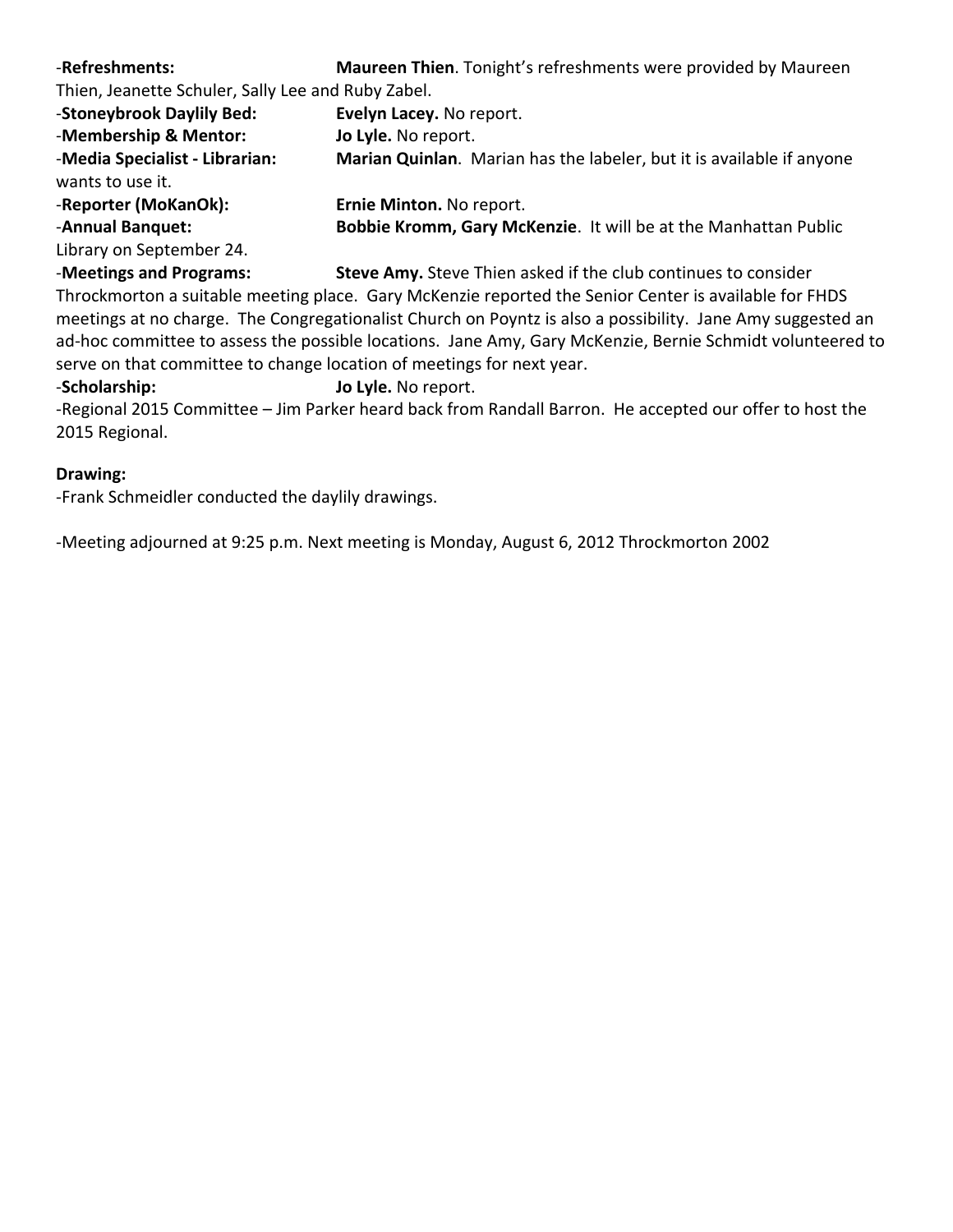-**Refreshments:** **Maureen Thien**. Tonight's refreshments were provided by Maureen Thien, Jeanette Schuler, Sally Lee and Ruby Zabel.

-**Stoneybrook Daylily Bed:** **Evelyn Lacey.** No report.

-**Membership & Mentor:** **Jo Lyle.** No report.

-**Media Specialist - Librarian:** **Marian Quinlan**. Marian has the labeler, but it is available if anyone wants to use it.

-**Reporter (MoKanOk):** **Ernie Minton.** No report.

-**Annual Banquet:** **Bobbie Kromm, Gary McKenzie**. It will be at the Manhattan Public Library on September 24.

-**Meetings and Programs:** **Steve Amy.** Steve Thien asked if the club continues to consider Throckmorton a suitable meeting place. Gary McKenzie reported the Senior Center is available for FHDS meetings at no charge. The Congregationalist Church on Poyntz is also a possibility. Jane Amy suggested an ad-hoc committee to assess the possible locations. Jane Amy, Gary McKenzie, Bernie Schmidt volunteered to serve on that committee to change location of meetings for next year.

-**Scholarship:** **Jo Lyle.** No report.

-Regional 2015 Committee – Jim Parker heard back from Randall Barron. He accepted our offer to host the 2015 Regional.

**Drawing:**

-Frank Schmeidler conducted the daylily drawings.

-Meeting adjourned at 9:25 p.m. Next meeting is Monday, August 6, 2012 Throckmorton 2002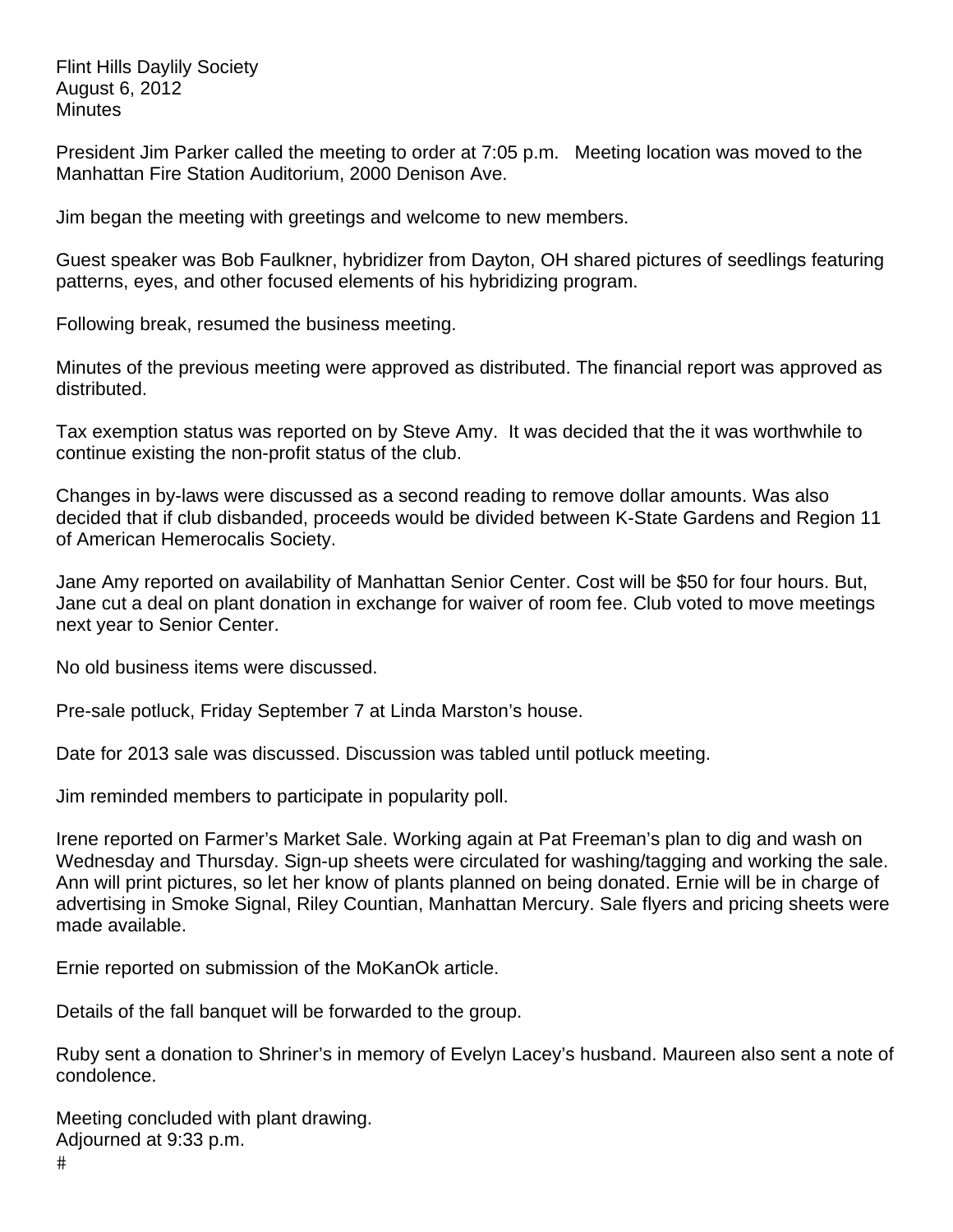Flint Hills Daylily Society
August 6, 2012
Minutes

President Jim Parker called the meeting to order at 7:05 p.m. Meeting location was moved to the Manhattan Fire Station Auditorium, 2000 Denison Ave.

Jim began the meeting with greetings and welcome to new members.

Guest speaker was Bob Faulkner, hybridizer from Dayton, OH shared pictures of seedlings featuring patterns, eyes, and other focused elements of his hybridizing program.

Following break, resumed the business meeting.

Minutes of the previous meeting were approved as distributed. The financial report was approved as distributed.

Tax exemption status was reported on by Steve Amy. It was decided that the it was worthwhile to continue existing the non-profit status of the club.

Changes in by-laws were discussed as a second reading to remove dollar amounts. Was also decided that if club disbanded, proceeds would be divided between K-State Gardens and Region 11 of American Hemerocalis Society.

Jane Amy reported on availability of Manhattan Senior Center. Cost will be $50 for four hours. But, Jane cut a deal on plant donation in exchange for waiver of room fee. Club voted to move meetings next year to Senior Center.

No old business items were discussed.

Pre-sale potluck, Friday September 7 at Linda Marston's house.

Date for 2013 sale was discussed. Discussion was tabled until potluck meeting.

Jim reminded members to participate in popularity poll.

Irene reported on Farmer's Market Sale. Working again at Pat Freeman's plan to dig and wash on Wednesday and Thursday. Sign-up sheets were circulated for washing/tagging and working the sale. Ann will print pictures, so let her know of plants planned on being donated. Ernie will be in charge of advertising in Smoke Signal, Riley Countian, Manhattan Mercury. Sale flyers and pricing sheets were made available.

Ernie reported on submission of the MoKanOk article.

Details of the fall banquet will be forwarded to the group.

Ruby sent a donation to Shriner's in memory of Evelyn Lacey's husband. Maureen also sent a note of condolence.

Meeting concluded with plant drawing.
Adjourned at 9:33 p.m.
#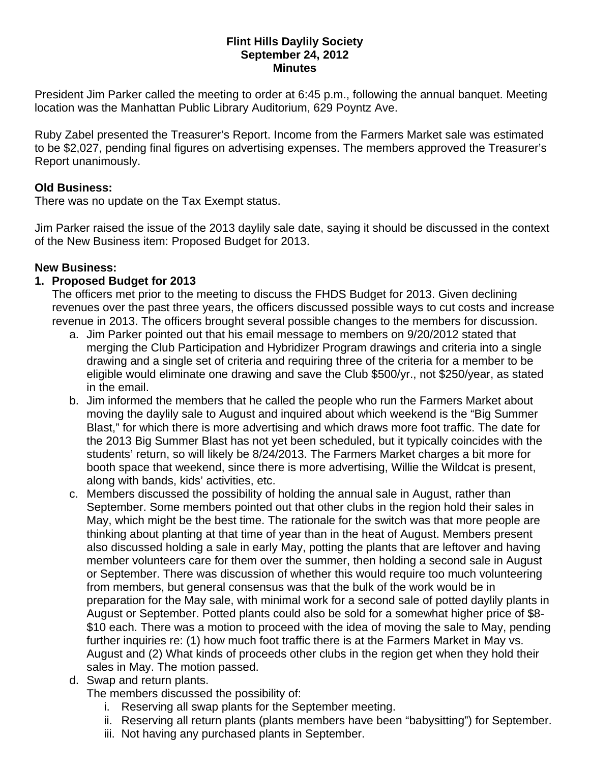**Flint Hills Daylily Society**
**September 24, 2012**
**Minutes**

President Jim Parker called the meeting to order at 6:45 p.m., following the annual banquet. Meeting location was the Manhattan Public Library Auditorium, 629 Poyntz Ave.

Ruby Zabel presented the Treasurer's Report. Income from the Farmers Market sale was estimated to be $2,027, pending final figures on advertising expenses. The members approved the Treasurer's Report unanimously.

**Old Business:**
There was no update on the Tax Exempt status.

Jim Parker raised the issue of the 2013 daylily sale date, saying it should be discussed in the context of the New Business item: Proposed Budget for 2013.

**New Business:**

1. **Proposed Budget for 2013**
   The officers met prior to the meeting to discuss the FHDS Budget for 2013. Given declining revenues over the past three years, the officers discussed possible ways to cut costs and increase revenue in 2013. The officers brought several possible changes to the members for discussion.
   a. Jim Parker pointed out that his email message to members on 9/20/2012 stated that merging the Club Participation and Hybridizer Program drawings and criteria into a single drawing and a single set of criteria and requiring three of the criteria for a member to be eligible would eliminate one drawing and save the Club $500/yr., not $250/year, as stated in the email.
   b. Jim informed the members that he called the people who run the Farmers Market about moving the daylily sale to August and inquired about which weekend is the "Big Summer Blast," for which there is more advertising and which draws more foot traffic. The date for the 2013 Big Summer Blast has not yet been scheduled, but it typically coincides with the students' return, so will likely be 8/24/2013. The Farmers Market charges a bit more for booth space that weekend, since there is more advertising, Willie the Wildcat is present, along with bands, kids' activities, etc.
   c. Members discussed the possibility of holding the annual sale in August, rather than September. Some members pointed out that other clubs in the region hold their sales in May, which might be the best time. The rationale for the switch was that more people are thinking about planting at that time of year than in the heat of August. Members present also discussed holding a sale in early May, potting the plants that are leftover and having member volunteers care for them over the summer, then holding a second sale in August or September. There was discussion of whether this would require too much volunteering from members, but general consensus was that the bulk of the work would be in preparation for the May sale, with minimal work for a second sale of potted daylily plants in August or September. Potted plants could also be sold for a somewhat higher price of $8-$10 each. There was a motion to proceed with the idea of moving the sale to May, pending further inquiries re: (1) how much foot traffic there is at the Farmers Market in May vs. August and (2) What kinds of proceeds other clubs in the region get when they hold their sales in May. The motion passed.
   d. Swap and return plants.
      The members discussed the possibility of:
      i. Reserving all swap plants for the September meeting.
      ii. Reserving all return plants (plants members have been "babysitting") for September.
      iii. Not having any purchased plants in September.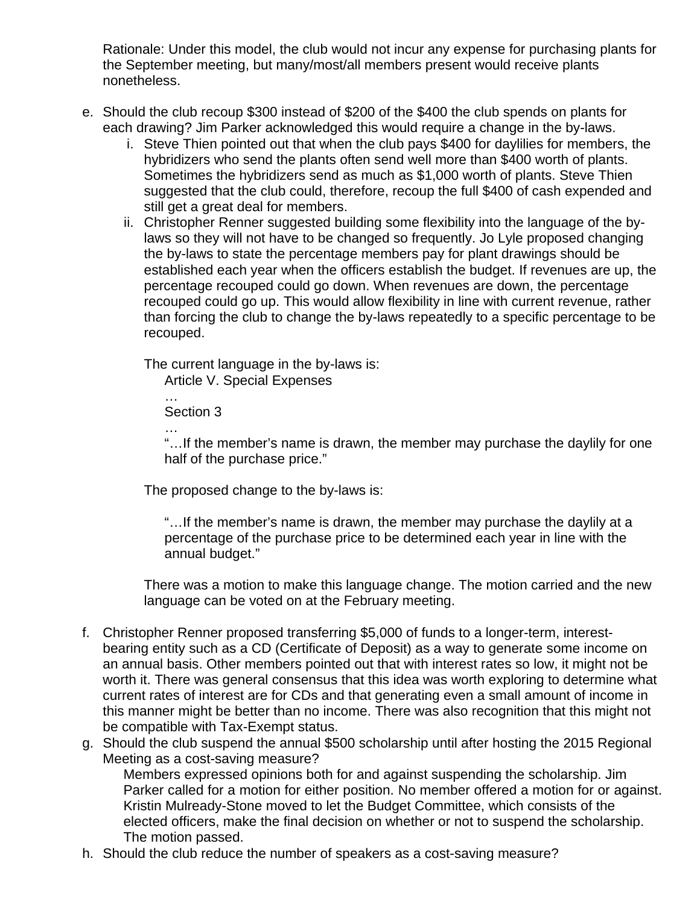Rationale: Under this model, the club would not incur any expense for purchasing plants for the September meeting, but many/most/all members present would receive plants nonetheless.

e. Should the club recoup $300 instead of $200 of the $400 the club spends on plants for each drawing? Jim Parker acknowledged this would require a change in the by-laws.
   i. Steve Thien pointed out that when the club pays $400 for daylilies for members, the hybridizers who send the plants often send well more than $400 worth of plants. Sometimes the hybridizers send as much as $1,000 worth of plants. Steve Thien suggested that the club could, therefore, recoup the full $400 of cash expended and still get a great deal for members.
   ii. Christopher Renner suggested building some flexibility into the language of the by-laws so they will not have to be changed so frequently. Jo Lyle proposed changing the by-laws to state the percentage members pay for plant drawings should be established each year when the officers establish the budget. If revenues are up, the percentage recouped could go down. When revenues are down, the percentage recouped could go up. This would allow flexibility in line with current revenue, rather than forcing the club to change the by-laws repeatedly to a specific percentage to be recouped.

   The current language in the by-laws is:

   > Article V. Special Expenses
   > …
   > Section 3
   > …
   > "…If the member's name is drawn, the member may purchase the daylily for one half of the purchase price."

   The proposed change to the by-laws is:

   > "…If the member's name is drawn, the member may purchase the daylily at a percentage of the purchase price to be determined each year in line with the annual budget."

   There was a motion to make this language change. The motion carried and the new language can be voted on at the February meeting.

f. Christopher Renner proposed transferring $5,000 of funds to a longer-term, interest-bearing entity such as a CD (Certificate of Deposit) as a way to generate some income on an annual basis. Other members pointed out that with interest rates so low, it might not be worth it. There was general consensus that this idea was worth exploring to determine what current rates of interest are for CDs and that generating even a small amount of income in this manner might be better than no income. There was also recognition that this might not be compatible with Tax-Exempt status.

g. Should the club suspend the annual $500 scholarship until after hosting the 2015 Regional Meeting as a cost-saving measure?
   Members expressed opinions both for and against suspending the scholarship. Jim Parker called for a motion for either position. No member offered a motion for or against. Kristin Mulready-Stone moved to let the Budget Committee, which consists of the elected officers, make the final decision on whether or not to suspend the scholarship. The motion passed.

h. Should the club reduce the number of speakers as a cost-saving measure?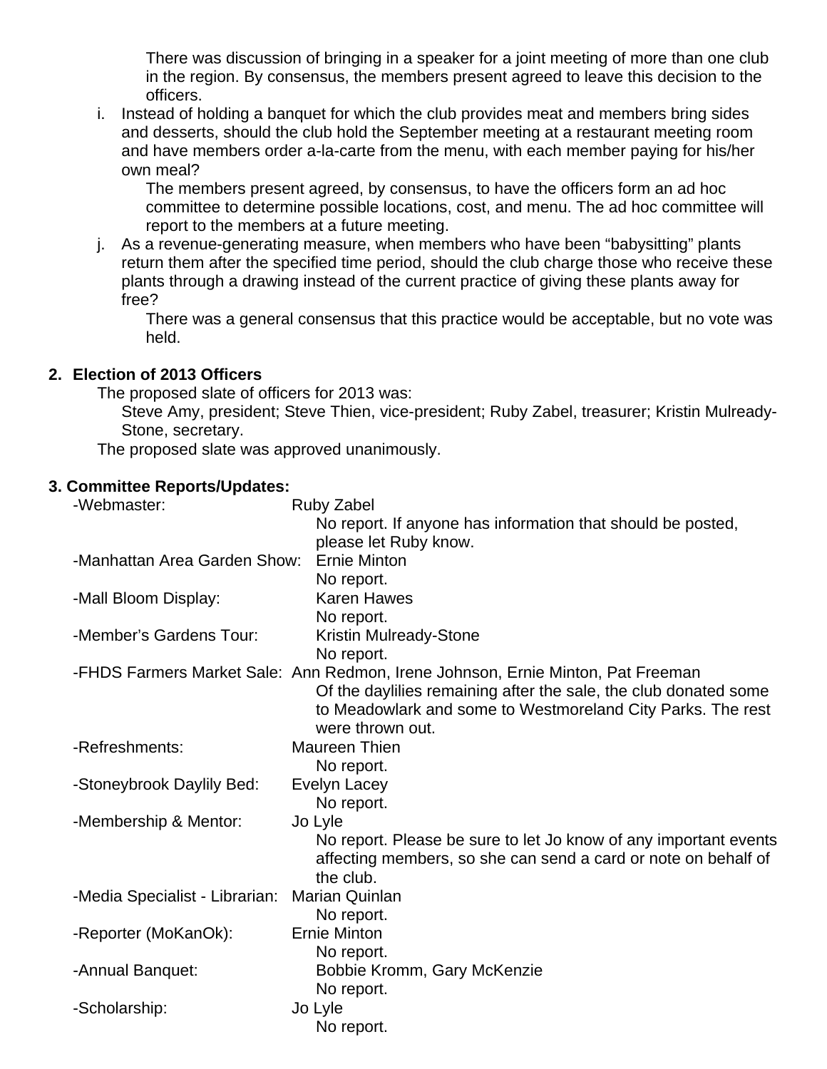There was discussion of bringing in a speaker for a joint meeting of more than one club in the region. By consensus, the members present agreed to leave this decision to the officers.

i. Instead of holding a banquet for which the club provides meat and members bring sides and desserts, should the club hold the September meeting at a restaurant meeting room and have members order a-la-carte from the menu, with each member paying for his/her own meal?

   The members present agreed, by consensus, to have the officers form an ad hoc committee to determine possible locations, cost, and menu. The ad hoc committee will report to the members at a future meeting.

j. As a revenue-generating measure, when members who have been "babysitting" plants return them after the specified time period, should the club charge those who receive these plants through a drawing instead of the current practice of giving these plants away for free?

   There was a general consensus that this practice would be acceptable, but no vote was held.

**2. Election of 2013 Officers**

The proposed slate of officers for 2013 was:

Steve Amy, president; Steve Thien, vice-president; Ruby Zabel, treasurer; Kristin Mulready-Stone, secretary.

The proposed slate was approved unanimously.

**3. Committee Reports/Updates:**

-Webmaster: Ruby Zabel
  No report. If anyone has information that should be posted, please let Ruby know.

-Manhattan Area Garden Show: Ernie Minton
  No report.

-Mall Bloom Display: Karen Hawes
  No report.

-Member's Gardens Tour: Kristin Mulready-Stone
  No report.

-FHDS Farmers Market Sale: Ann Redmon, Irene Johnson, Ernie Minton, Pat Freeman
  Of the daylilies remaining after the sale, the club donated some to Meadowlark and some to Westmoreland City Parks. The rest were thrown out.

-Refreshments: Maureen Thien
  No report.

-Stoneybrook Daylily Bed: Evelyn Lacey
  No report.

-Membership & Mentor: Jo Lyle
  No report. Please be sure to let Jo know of any important events affecting members, so she can send a card or note on behalf of the club.

-Media Specialist - Librarian: Marian Quinlan
  No report.

-Reporter (MoKanOk): Ernie Minton
  No report.

-Annual Banquet: Bobbie Kromm, Gary McKenzie
  No report.

-Scholarship: Jo Lyle
  No report.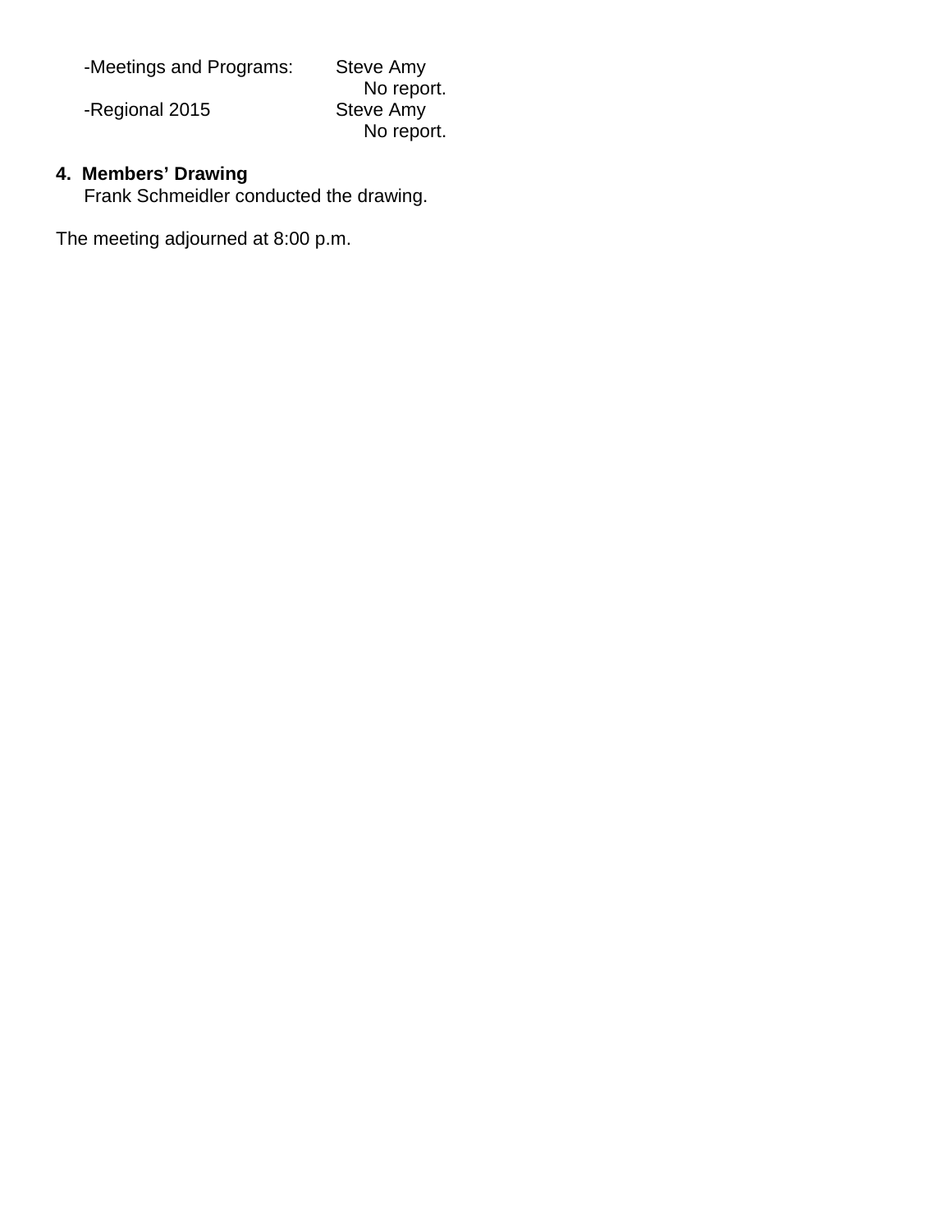-Meetings and Programs: Steve Amy
No report.

-Regional 2015 Steve Amy
No report.

**4. Members' Drawing**

Frank Schmeidler conducted the drawing.

The meeting adjourned at 8:00 p.m.